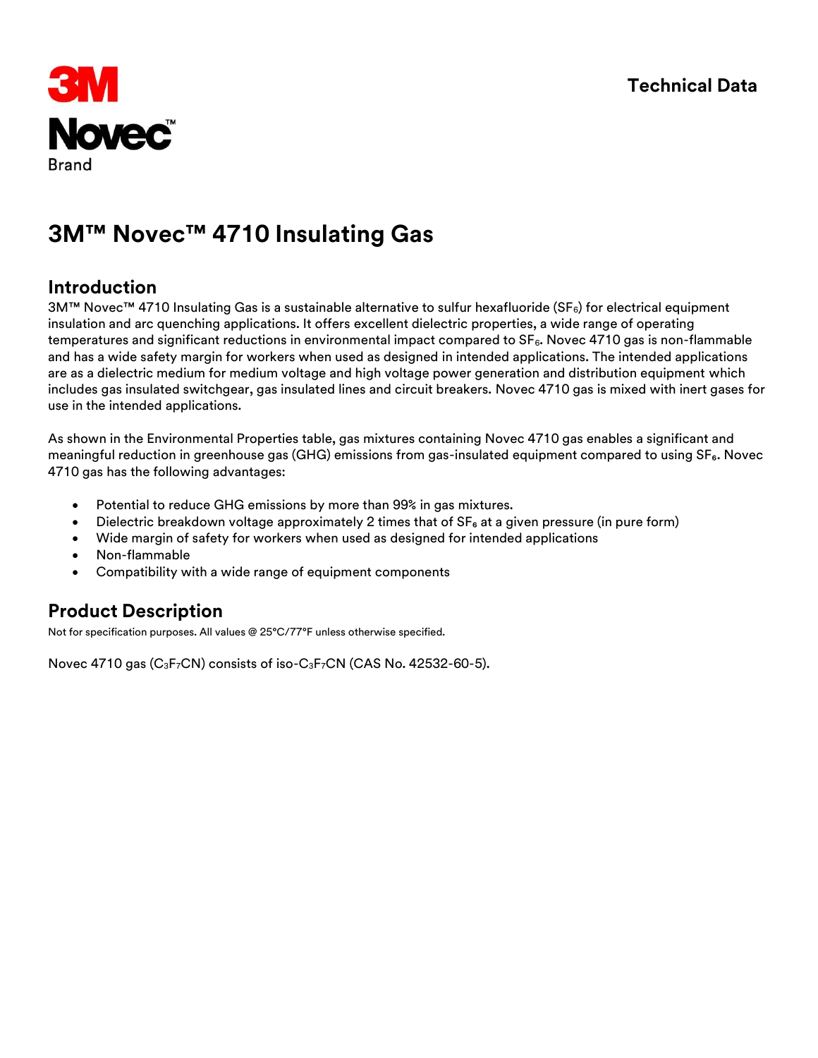3M Novec™ Brand

Technical Data

# 3M™ Novec™ 4710 Insulating Gas

## Introduction

3M™ Novec™ 4710 Insulating Gas is a sustainable alternative to sulfur hexafluoride ($SF_6$) for electrical equipment insulation and arc quenching applications. It offers excellent dielectric properties, a wide range of operating temperatures and significant reductions in environmental impact compared to $SF_6$. Novec 4710 gas is non-flammable and has a wide safety margin for workers when used as designed in intended applications. The intended applications are as a dielectric medium for medium voltage and high voltage power generation and distribution equipment which includes gas insulated switchgear, gas insulated lines and circuit breakers. Novec 4710 gas is mixed with inert gases for use in the intended applications.

As shown in the Environmental Properties table, gas mixtures containing Novec 4710 gas enables a significant and meaningful reduction in greenhouse gas (GHG) emissions from gas-insulated equipment compared to using $SF_6$. Novec 4710 gas has the following advantages:

- Potential to reduce GHG emissions by more than 99% in gas mixtures.
- Dielectric breakdown voltage approximately 2 times that of $SF_6$ at a given pressure (in pure form)
- Wide margin of safety for workers when used as designed for intended applications
- Non-flammable
- Compatibility with a wide range of equipment components

## Product Description

Not for specification purposes. All values @ 25°C/77°F unless otherwise specified.

Novec 4710 gas ($C_3F_7CN$) consists of iso-$C_3F_7CN$ (CAS No. 42532-60-5).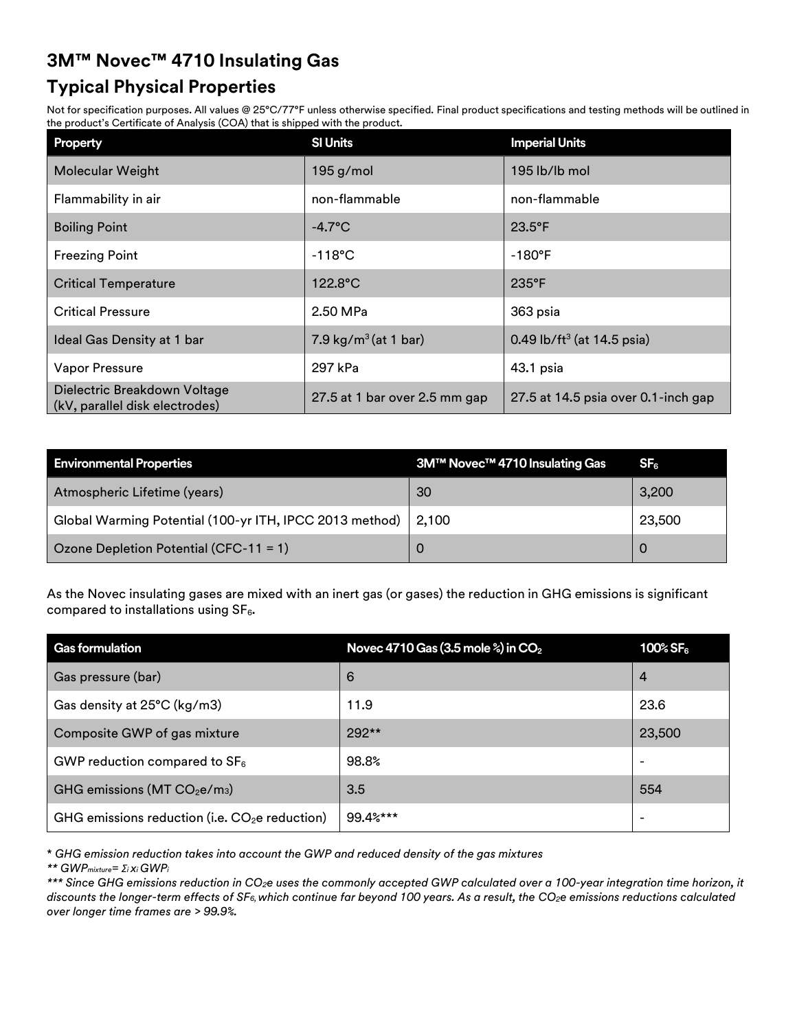## 3M™ Novec™ 4710 Insulating Gas

## Typical Physical Properties

Not for specification purposes. All values @ 25°C/77°F unless otherwise specified. Final product specifications and testing methods will be outlined in the product's Certificate of Analysis (COA) that is shipped with the product.

| Property | SI Units | Imperial Units |
|---|---|---|
| Molecular Weight | 195 g/mol | 195 lb/lb mol |
| Flammability in air | non-flammable | non-flammable |
| Boiling Point | -4.7°C | 23.5°F |
| Freezing Point | -118°C | -180°F |
| Critical Temperature | 122.8°C | 235°F |
| Critical Pressure | 2.50 MPa | 363 psia |
| Ideal Gas Density at 1 bar | 7.9 $kg/m^3$ (at 1 bar) | 0.49 $lb/ft^3$ (at 14.5 psia) |
| Vapor Pressure | 297 kPa | 43.1 psia |
| Dielectric Breakdown Voltage (kV, parallel disk electrodes) | 27.5 at 1 bar over 2.5 mm gap | 27.5 at 14.5 psia over 0.1-inch gap |

| Environmental Properties | 3M™ Novec™ 4710 Insulating Gas | $SF_6$ |
|---|---|---|
| Atmospheric Lifetime (years) | 30 | 3,200 |
| Global Warming Potential (100-yr ITH, IPCC 2013 method) | 2,100 | 23,500 |
| Ozone Depletion Potential (CFC-11 = 1) | 0 | 0 |

As the Novec insulating gases are mixed with an inert gas (or gases) the reduction in GHG emissions is significant compared to installations using $SF_6$.

| Gas formulation | Novec 4710 Gas (3.5 mole %) in $CO_2$ | 100% $SF_6$ |
|---|---|---|
| Gas pressure (bar) | 6 | 4 |
| Gas density at 25°C (kg/m3) | 11.9 | 23.6 |
| Composite GWP of gas mixture | 292** | 23,500 |
| GWP reduction compared to $SF_6$ | 98.8% | - |
| GHG emissions (MT $CO_2$e/$m_3$) | 3.5 | 554 |
| GHG emissions reduction (i.e. $CO_2$e reduction) | 99.4%*** | - |

*\* GHG emission reduction takes into account the GWP and reduced density of the gas mixtures*

*\*\* $GWP_{mixture} = \Sigma_i x_i GWP_i$*

*\*\*\* Since GHG emissions reduction in $CO_2$e uses the commonly accepted GWP calculated over a 100-year integration time horizon, it discounts the longer-term effects of $SF_6$, which continue far beyond 100 years. As a result, the $CO_2$e emissions reductions calculated over longer time frames are > 99.9%.*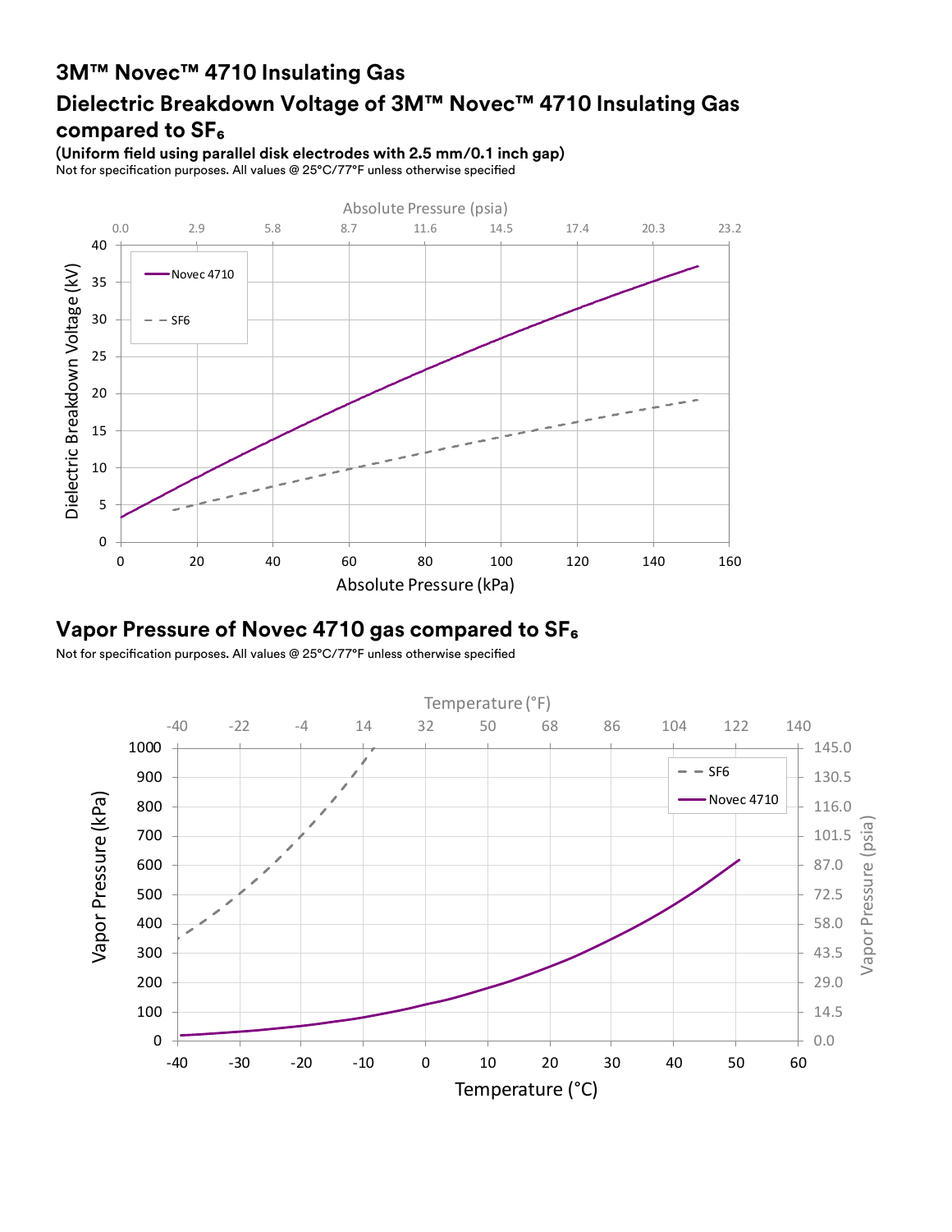# 3M™ Novec™ 4710 Insulating Gas

## Dielectric Breakdown Voltage of 3M™ Novec™ 4710 Insulating Gas compared to $SF_6$

**(Uniform field using parallel disk electrodes with 2.5 mm/0.1 inch gap)**

Not for specification purposes. All values @ 25°C/77°F unless otherwise specified

## Vapor Pressure of Novec 4710 gas compared to $SF_6$

Not for specification purposes. All values @ 25°C/77°F unless otherwise specified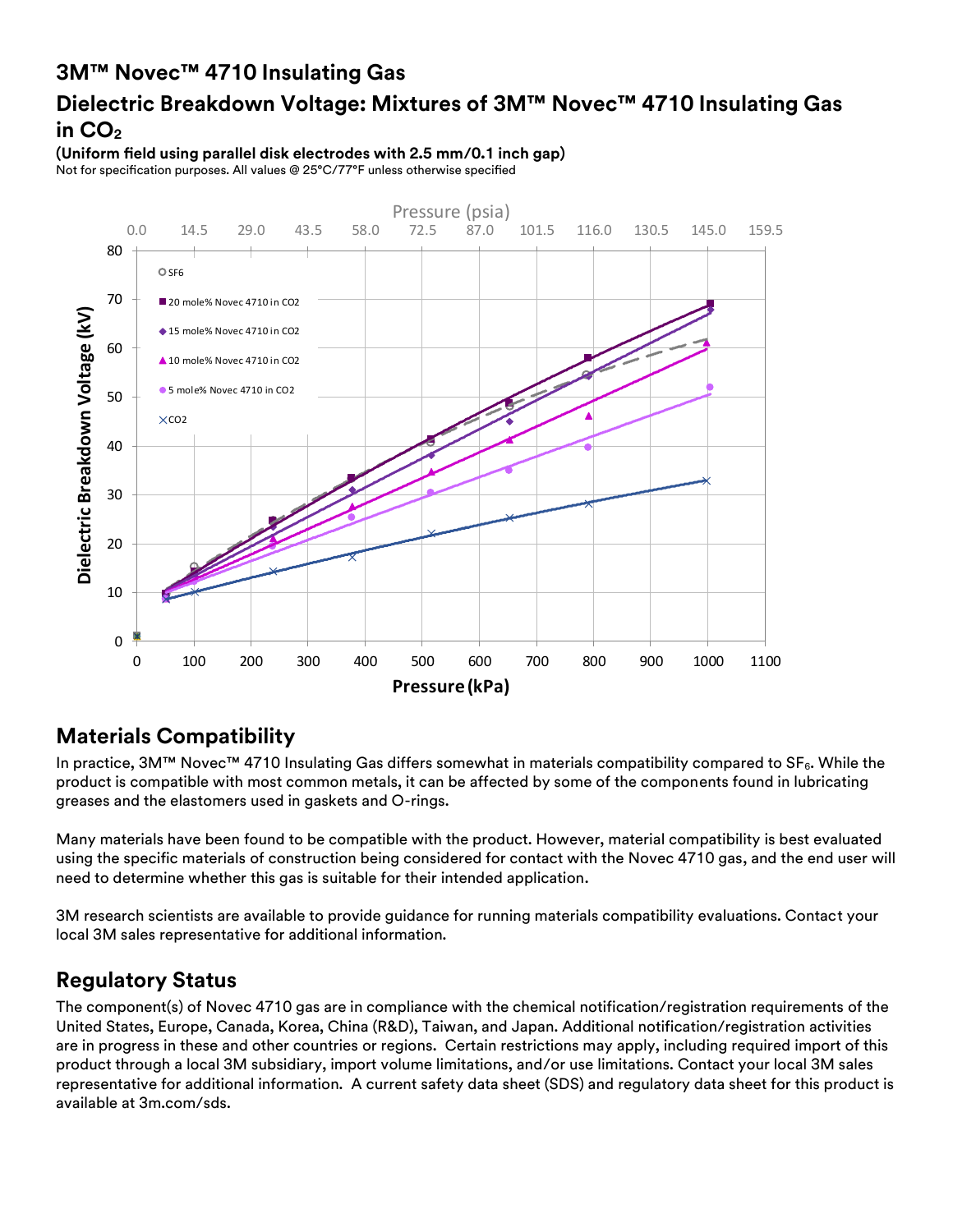# 3M™ Novec™ 4710 Insulating Gas

## Dielectric Breakdown Voltage: Mixtures of 3M™ Novec™ 4710 Insulating Gas in $CO_2$

**(Uniform field using parallel disk electrodes with 2.5 mm/0.1 inch gap)**

Not for specification purposes. All values @ 25°C/77°F unless otherwise specified

## Materials Compatibility

In practice, 3M™ Novec™ 4710 Insulating Gas differs somewhat in materials compatibility compared to $SF_6$. While the product is compatible with most common metals, it can be affected by some of the components found in lubricating greases and the elastomers used in gaskets and O-rings.

Many materials have been found to be compatible with the product. However, material compatibility is best evaluated using the specific materials of construction being considered for contact with the Novec 4710 gas, and the end user will need to determine whether this gas is suitable for their intended application.

3M research scientists are available to provide guidance for running materials compatibility evaluations. Contact your local 3M sales representative for additional information.

## Regulatory Status

The component(s) of Novec 4710 gas are in compliance with the chemical notification/registration requirements of the United States, Europe, Canada, Korea, China (R&D), Taiwan, and Japan. Additional notification/registration activities are in progress in these and other countries or regions. Certain restrictions may apply, including required import of this product through a local 3M subsidiary, import volume limitations, and/or use limitations. Contact your local 3M sales representative for additional information. A current safety data sheet (SDS) and regulatory data sheet for this product is available at 3m.com/sds.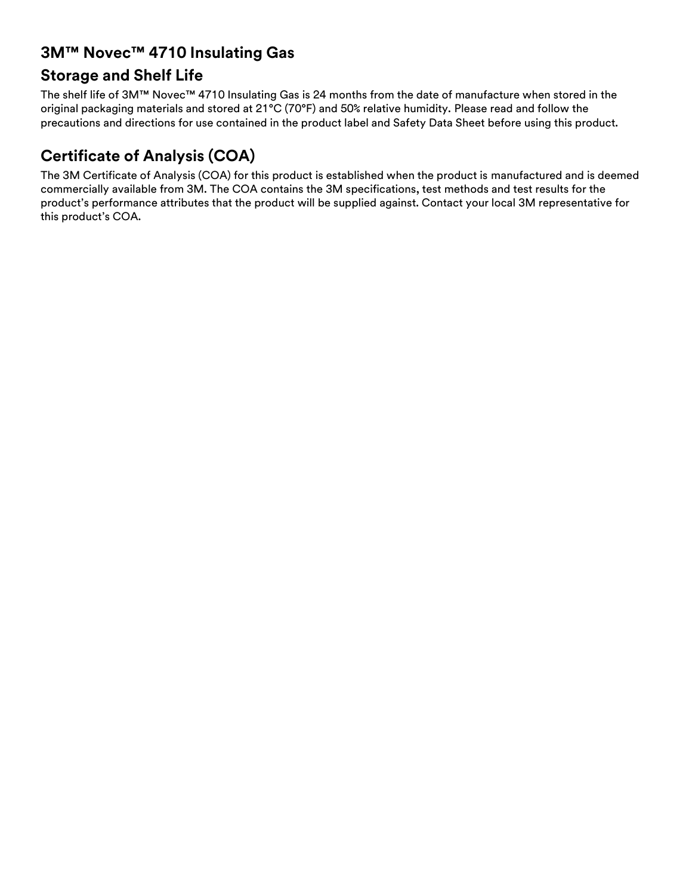# 3M™ Novec™ 4710 Insulating Gas

## Storage and Shelf Life

The shelf life of 3M™ Novec™ 4710 Insulating Gas is 24 months from the date of manufacture when stored in the original packaging materials and stored at 21°C (70°F) and 50% relative humidity. Please read and follow the precautions and directions for use contained in the product label and Safety Data Sheet before using this product.

## Certificate of Analysis (COA)

The 3M Certificate of Analysis (COA) for this product is established when the product is manufactured and is deemed commercially available from 3M. The COA contains the 3M specifications, test methods and test results for the product's performance attributes that the product will be supplied against. Contact your local 3M representative for this product's COA.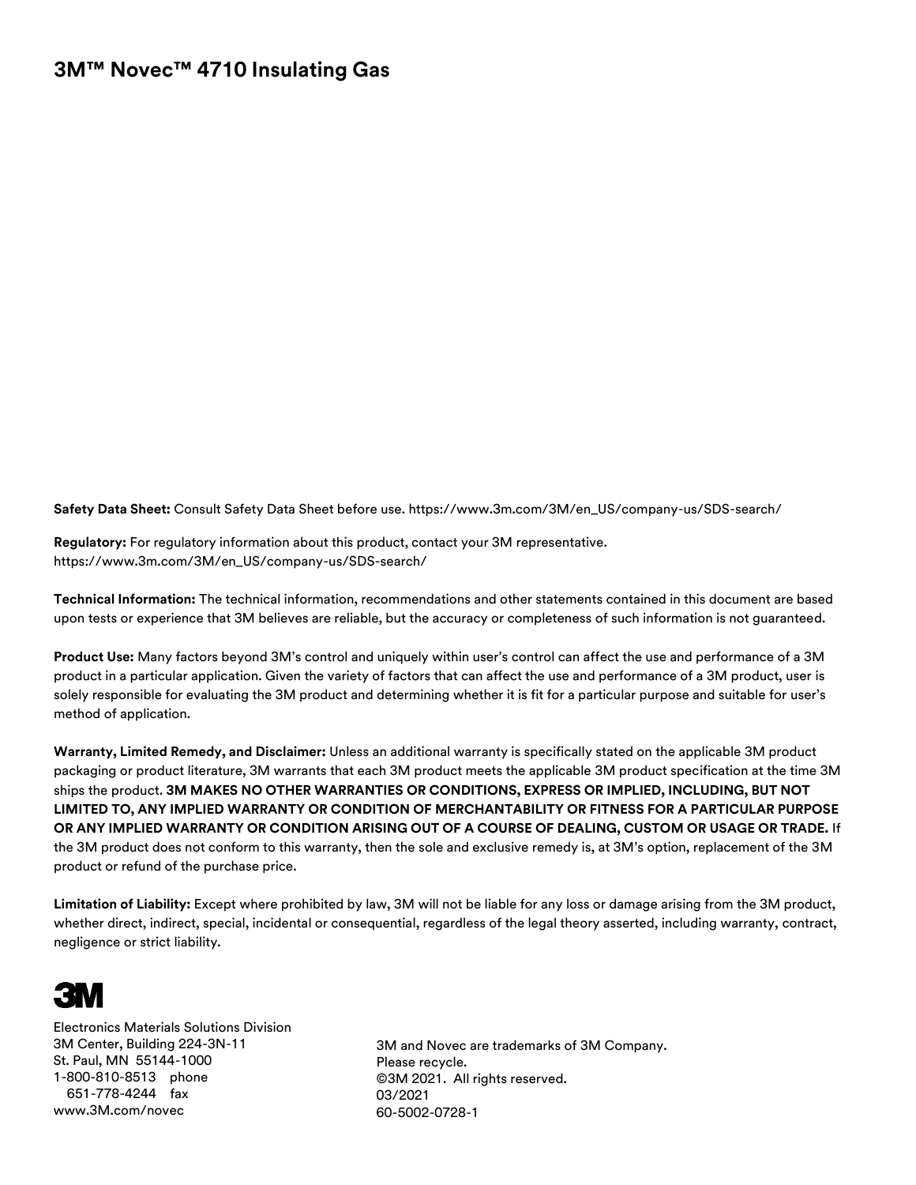## 3M™ Novec™ 4710 Insulating Gas

**Safety Data Sheet:** Consult Safety Data Sheet before use. https://www.3m.com/3M/en_US/company-us/SDS-search/

**Regulatory:** For regulatory information about this product, contact your 3M representative.
https://www.3m.com/3M/en_US/company-us/SDS-search/

**Technical Information:** The technical information, recommendations and other statements contained in this document are based upon tests or experience that 3M believes are reliable, but the accuracy or completeness of such information is not guaranteed.

**Product Use:** Many factors beyond 3M's control and uniquely within user's control can affect the use and performance of a 3M product in a particular application. Given the variety of factors that can affect the use and performance of a 3M product, user is solely responsible for evaluating the 3M product and determining whether it is fit for a particular purpose and suitable for user's method of application.

**Warranty, Limited Remedy, and Disclaimer:** Unless an additional warranty is specifically stated on the applicable 3M product packaging or product literature, 3M warrants that each 3M product meets the applicable 3M product specification at the time 3M ships the product. **3M MAKES NO OTHER WARRANTIES OR CONDITIONS, EXPRESS OR IMPLIED, INCLUDING, BUT NOT LIMITED TO, ANY IMPLIED WARRANTY OR CONDITION OF MERCHANTABILITY OR FITNESS FOR A PARTICULAR PURPOSE OR ANY IMPLIED WARRANTY OR CONDITION ARISING OUT OF A COURSE OF DEALING, CUSTOM OR USAGE OR TRADE.** If the 3M product does not conform to this warranty, then the sole and exclusive remedy is, at 3M's option, replacement of the 3M product or refund of the purchase price.

**Limitation of Liability:** Except where prohibited by law, 3M will not be liable for any loss or damage arising from the 3M product, whether direct, indirect, special, incidental or consequential, regardless of the legal theory asserted, including warranty, contract, negligence or strict liability.

**3M**

Electronics Materials Solutions Division
3M Center, Building 224-3N-11
St. Paul, MN 55144-1000
1-800-810-8513 phone
651-778-4244 fax
www.3M.com/novec

3M and Novec are trademarks of 3M Company.
Please recycle.
©3M 2021. All rights reserved.
03/2021
60-5002-0728-1